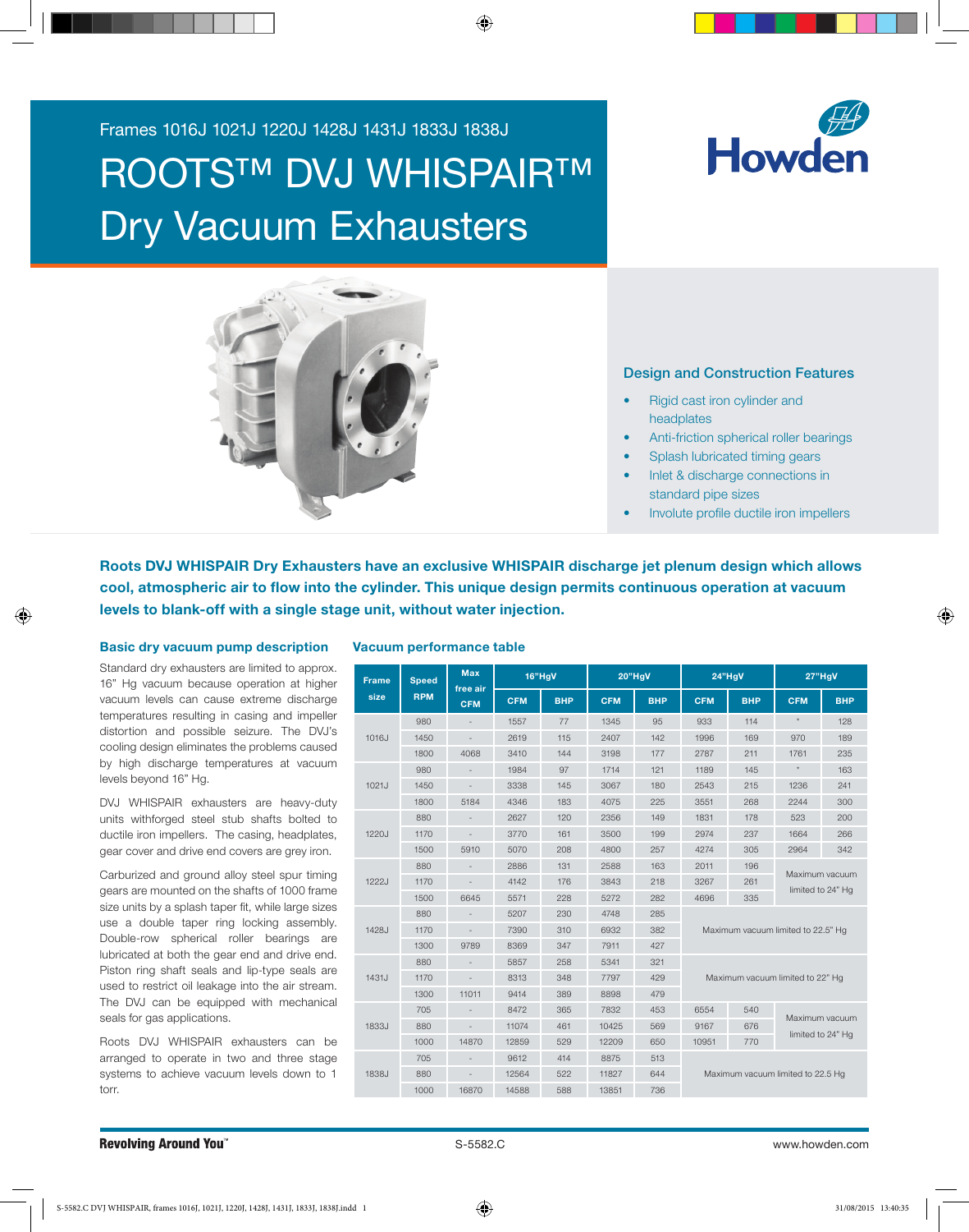Frames 1016J 1021J 1220J 1428J 1431J 1833J 1838J

# ROOTS™ DVJ WHISPAIR™ Dry Vacuum Exhausters

Howden

## Design and Construction Features

- Rigid cast iron cylinder and headplates
- Anti-friction spherical roller bearings
- Splash lubricated timing gears
- Inlet & discharge connections in standard pipe sizes
- Involute profile ductile iron impellers

**Roots DVJ WHISPAIR Dry Exhausters have an exclusive WHISPAIR discharge jet plenum design which allows cool, atmospheric air to flow into the cylinder. This unique design permits continuous operation at vacuum levels to blank-off with a single stage unit, without water injection.**

### Basic dry vacuum pump description

Standard dry exhausters are limited to approx. 16" Hg vacuum because operation at higher vacuum levels can cause extreme discharge temperatures resulting in casing and impeller distortion and possible seizure. The DVJ's cooling design eliminates the problems caused by high discharge temperatures at vacuum levels beyond 16" Hg.

DVJ WHISPAIR exhausters are heavy-duty units withforged steel stub shafts bolted to ductile iron impellers. The casing, headplates, gear cover and drive end covers are grey iron.

Carburized and ground alloy steel spur timing gears are mounted on the shafts of 1000 frame size units by a splash taper fit, while large sizes use a double taper ring locking assembly. Double-row spherical roller bearings are lubricated at both the gear end and drive end. Piston ring shaft seals and lip-type seals are used to restrict oil leakage into the air stream. The DVJ can be equipped with mechanical seals for gas applications.

Roots DVJ WHISPAIR exhausters can be arranged to operate in two and three stage systems to achieve vacuum levels down to 1 torr.

### Vacuum performance table

| Frame size | Speed RPM | Max free air CFM | 16"HgV | | 20"HgV | | 24"HgV | | 27"HgV | |
|---|---|---|---|---|---|---|---|---|---|---|
| | | | CFM | BHP | CFM | BHP | CFM | BHP | CFM | BHP |
| 1016J | 980 | - | 1557 | 77 | 1345 | 95 | 933 | 114 | * | 128 |
| | 1450 | - | 2619 | 115 | 2407 | 142 | 1996 | 169 | 970 | 189 |
| | 1800 | 4068 | 3410 | 144 | 3198 | 177 | 2787 | 211 | 1761 | 235 |
| 1021J | 980 | - | 1984 | 97 | 1714 | 121 | 1189 | 145 | * | 163 |
| | 1450 | - | 3338 | 145 | 3067 | 180 | 2543 | 215 | 1236 | 241 |
| | 1800 | 5184 | 4346 | 183 | 4075 | 225 | 3551 | 268 | 2244 | 300 |
| 1220J | 880 | - | 2627 | 120 | 2356 | 149 | 1831 | 178 | 523 | 200 |
| | 1170 | - | 3770 | 161 | 3500 | 199 | 2974 | 237 | 1664 | 266 |
| | 1500 | 5910 | 5070 | 208 | 4800 | 257 | 4274 | 305 | 2964 | 342 |
| 1222J | 880 | - | 2886 | 131 | 2588 | 163 | 2011 | 196 | Maximum vacuum limited to 24" Hg | |
| | 1170 | - | 4142 | 176 | 3843 | 218 | 3267 | 261 | | |
| | 1500 | 6645 | 5571 | 228 | 5272 | 282 | 4696 | 335 | | |
| 1428J | 880 | - | 5207 | 230 | 4748 | 285 | Maximum vacuum limited to 22.5" Hg | | | |
| | 1170 | - | 7390 | 310 | 6932 | 382 | | | | |
| | 1300 | 9789 | 8369 | 347 | 7911 | 427 | | | | |
| 1431J | 880 | - | 5857 | 258 | 5341 | 321 | Maximum vacuum limited to 22" Hg | | | |
| | 1170 | - | 8313 | 348 | 7797 | 429 | | | | |
| | 1300 | 11011 | 9414 | 389 | 8898 | 479 | | | | |
| 1833J | 705 | - | 8472 | 365 | 7832 | 453 | 6554 | 540 | Maximum vacuum limited to 24" Hg | |
| | 880 | - | 11074 | 461 | 10425 | 569 | 9167 | 676 | | |
| | 1000 | 14870 | 12859 | 529 | 12209 | 650 | 10951 | 770 | | |
| 1838J | 705 | - | 9612 | 414 | 8875 | 513 | Maximum vacuum limited to 22.5 Hg | | | |
| | 880 | - | 12564 | 522 | 11827 | 644 | | | | |
| | 1000 | 16870 | 14588 | 588 | 13851 | 736 | | | | |

**Revolving Around You**™ S-5582.C www.howden.com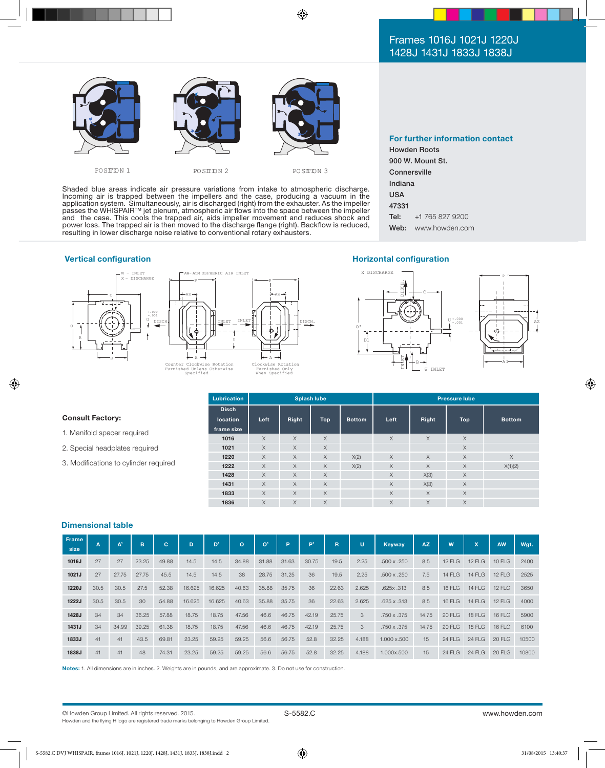# Frames 1016J 1021J 1220J 1428J 1431J 1833J 1838J

POSITION 1

POSITION 2

POSITION 3

Shaded blue areas indicate air pressure variations from intake to atmospheric discharge. Incoming air is trapped between the impellers and the case, producing a vacuum in the application system. Simultaneously, air is discharged (right) from the exhauster. As the impeller passes the WHISPAIR™ jet plenum, atmospheric air flows into the space between the impeller and the case. This cools the trapped air, aids impeller movement and reduces shock and power loss. The trapped air is then moved to the discharge flange (right). Backflow is reduced, resulting in lower discharge noise relative to conventional rotary exhausters.

### For further information contact

**Howden Roots**
**900 W. Mount St.**
**Connersville**
**Indiana**
**USA**
**47331**
**Tel:** +1 765 827 9200
**Web:** www.howden.com

## Vertical configuration

W – INLET
X – DISCHARGE

AW– ATMOSPHERIC AIR INLET

Counter Clockwise Rotation Furnished Unless Otherwise Specified

Clockwise Rotation Furnished Only When Specified

## Horizontal configuration

X DISCHARGE

W INLET

**Consult Factory:**

1. Manifold spacer required
2. Special headplates required
3. Modifications to cylinder required

| Lubrication | Splash lube | | | | Pressure lube | | | |
|---|---|---|---|---|---|---|---|---|
| Disch location frame size | Left | Right | Top | Bottom | Left | Right | Top | Bottom |
| 1016 | X | X | X | | X | X | X | |
| 1021 | X | X | X | | | | X | |
| 1220 | X | X | X | X(2) | X | X | X | X |
| 1222 | X | X | X | X(2) | X | X | X | X(1)(2) |
| 1428 | X | X | X | | X | X(3) | X | |
| 1431 | X | X | X | | X | X(3) | X | |
| 1833 | X | X | X | | X | X | X | |
| 1836 | X | X | X | | X | X | X | |

## Dimensional table

| Frame size | A | A¹ | B | C | D | D¹ | O | O¹ | P | P¹ | R | U | Keyway | AZ | W | X | AW | Wgt. |
|---|---|---|---|---|---|---|---|---|---|---|---|---|---|---|---|---|---|---|
| 1016J | 27 | 27 | 23.25 | 49.88 | 14.5 | 14.5 | 34.88 | 31.88 | 31.63 | 30.75 | 19.5 | 2.25 | .500 x .250 | 8.5 | 12 FLG | 12 FLG | 10 FLG | 2400 |
| 1021J | 27 | 27.75 | 27.75 | 45.5 | 14.5 | 14.5 | 38 | 28.75 | 31.25 | 36 | 19.5 | 2.25 | .500 x .250 | 7.5 | 14 FLG | 14 FLG | 12 FLG | 2525 |
| 1220J | 30.5 | 30.5 | 27.5 | 52.38 | 16.625 | 16.625 | 40.63 | 35.88 | 35.75 | 36 | 22.63 | 2.625 | .625x .313 | 8.5 | 16 FLG | 14 FLG | 12 FLG | 3650 |
| 1222J | 30.5 | 30.5 | 30 | 54.88 | 16.625 | 16.625 | 40.63 | 35.88 | 35.75 | 36 | 22.63 | 2.625 | .625 x .313 | 8.5 | 16 FLG | 14 FLG | 12 FLG | 4000 |
| 1428J | 34 | 34 | 36.25 | 57.88 | 18.75 | 18.75 | 47.56 | 46.6 | 46.75 | 42.19 | 25.75 | 3 | .750 x .375 | 14.75 | 20 FLG | 18 FLG | 16 FLG | 5900 |
| 1431J | 34 | 34.99 | 39.25 | 61.38 | 18.75 | 18.75 | 47.56 | 46.6 | 46.75 | 42.19 | 25.75 | 3 | .750 x .375 | 14.75 | 20 FLG | 18 FLG | 16 FLG | 6100 |
| 1833J | 41 | 41 | 43.5 | 69.81 | 23.25 | 59.25 | 59.25 | 56.6 | 56.75 | 52.8 | 32.25 | 4.188 | 1.000 x.500 | 15 | 24 FLG | 24 FLG | 20 FLG | 10500 |
| 1838J | 41 | 41 | 48 | 74.31 | 23.25 | 59.25 | 59.25 | 56.6 | 56.75 | 52.8 | 32.25 | 4.188 | 1.000x.500 | 15 | 24 FLG | 24 FLG | 20 FLG | 10800 |

**Notes:** 1. All dimensions are in inches. 2. Weights are in pounds, and are approximate. 3. Do not use for construction.

©Howden Group Limited. All rights reserved. 2015.
Howden and the flying H logo are registered trade marks belonging to Howden Group Limited.

S-5582.C

www.howden.com